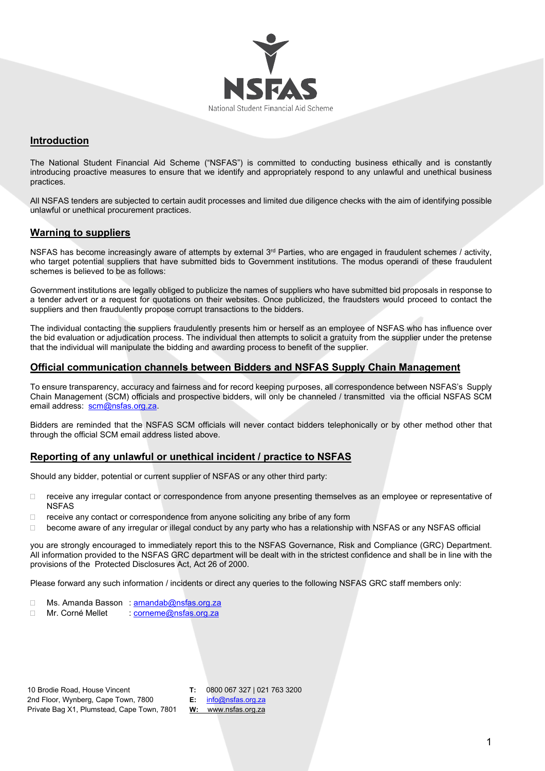NSFAS

National Student Financial Aid Scheme

## Introduction

The National Student Financial Aid Scheme ("NSFAS") is committed to conducting business ethically and is constantly introducing proactive measures to ensure that we identify and appropriately respond to any unlawful and unethical business practices.

All NSFAS tenders are subjected to certain audit processes and limited due diligence checks with the aim of identifying possible unlawful or unethical procurement practices.

## Warning to suppliers

NSFAS has become increasingly aware of attempts by external 3rd Parties, who are engaged in fraudulent schemes / activity, who target potential suppliers that have submitted bids to Government institutions. The modus operandi of these fraudulent schemes is believed to be as follows:

Government institutions are legally obliged to publicize the names of suppliers who have submitted bid proposals in response to a tender advert or a request for quotations on their websites. Once publicized, the fraudsters would proceed to contact the suppliers and then fraudulently propose corrupt transactions to the bidders.

The individual contacting the suppliers fraudulently presents him or herself as an employee of NSFAS who has influence over the bid evaluation or adjudication process. The individual then attempts to solicit a gratuity from the supplier under the pretense that the individual will manipulate the bidding and awarding process to benefit of the supplier.

## Official communication channels between Bidders and NSFAS Supply Chain Management

To ensure transparency, accuracy and fairness and for record keeping purposes, all correspondence between NSFAS's Supply Chain Management (SCM) officials and prospective bidders, will only be channeled / transmitted via the official NSFAS SCM email address: scm@nsfas.org.za.

Bidders are reminded that the NSFAS SCM officials will never contact bidders telephonically or by other method other that through the official SCM email address listed above.

## Reporting of any unlawful or unethical incident / practice to NSFAS

Should any bidder, potential or current supplier of NSFAS or any other third party:

- receive any irregular contact or correspondence from anyone presenting themselves as an employee or representative of NSFAS
- receive any contact or correspondence from anyone soliciting any bribe of any form
- become aware of any irregular or illegal conduct by any party who has a relationship with NSFAS or any NSFAS official

you are strongly encouraged to immediately report this to the NSFAS Governance, Risk and Compliance (GRC) Department. All information provided to the NSFAS GRC department will be dealt with in the strictest confidence and shall be in line with the provisions of the Protected Disclosures Act, Act 26 of 2000.

Please forward any such information / incidents or direct any queries to the following NSFAS GRC staff members only:

- Ms. Amanda Basson : amandab@nsfas.org.za
- Mr. Corné Mellet : corneme@nsfas.org.za

10 Brodie Road, House Vincent
2nd Floor, Wynberg, Cape Town, 7800
Private Bag X1, Plumstead, Cape Town, 7801

**T:** 0800 067 327 | 021 763 3200
**E:** info@nsfas.org.za
**W:** www.nsfas.org.za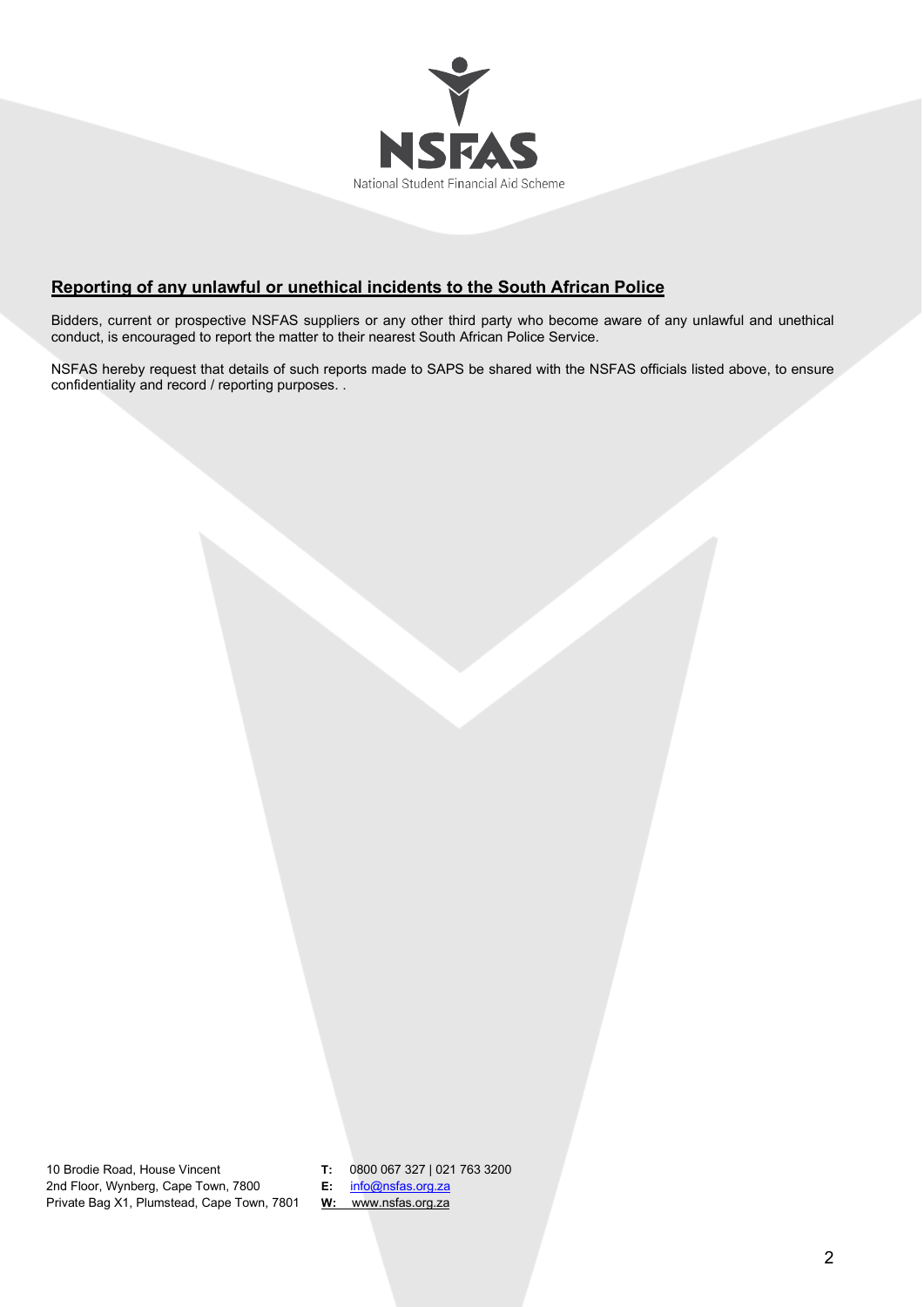## Reporting of any unlawful or unethical incidents to the South African Police

Bidders, current or prospective NSFAS suppliers or any other third party who become aware of any unlawful and unethical conduct, is encouraged to report the matter to their nearest South African Police Service.

NSFAS hereby request that details of such reports made to SAPS be shared with the NSFAS officials listed above, to ensure confidentiality and record / reporting purposes. .